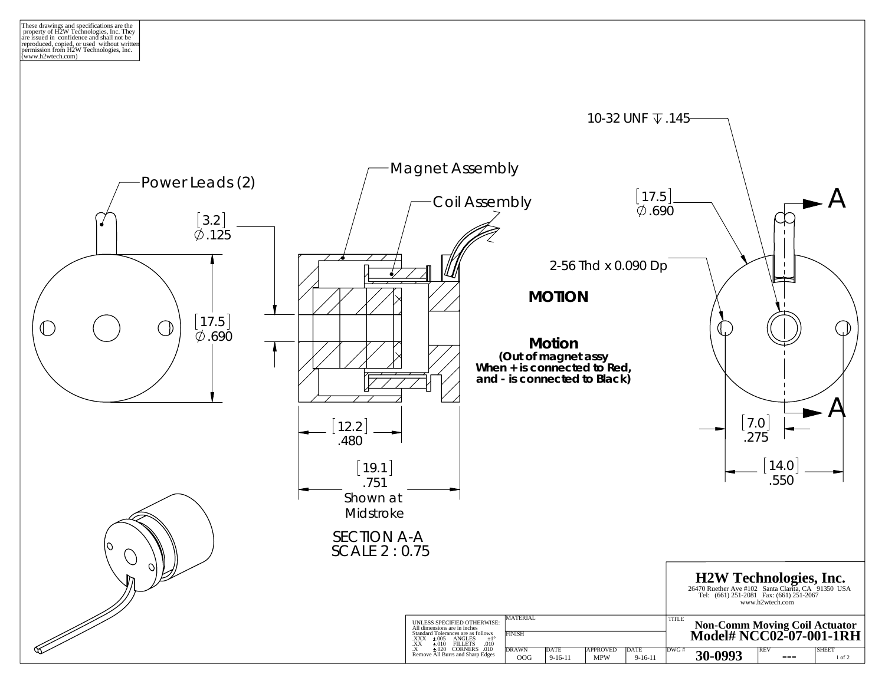These drawings and specifications are the property of H2W Technologies, Inc. They are issued in confidence and shall not be reproduced, copied, or used without written permission from H2W Technologies, Inc. (www.h2wtech.com)

Power Leads (2)

[3.2] ∅.125

[17.5] ∅.690

Magnet Assembly

Coil Assembly

[12.2] .480

[19.1] .751

Shown at Midstroke

SECTION A-A
SCALE 2 : 0.75

10-32 UNF ↧.145

[17.5] ∅.690

2-56 Thd x 0.090 Dp

**MOTION**

**Motion**
**(Out of magnet assy**
**When + is connected to Red,**
**and - is connected to Black)**

[7.0] .275

[14.0] .550

A

A

## H2W Technologies, Inc.

26470 Ruether Ave #102 Santa Clarita, CA 91350 USA
Tel: (661) 251-2081 Fax: (661) 251-2067
www.h2wtech.com

UNLESS SPECIFIED OTHERWISE:
All dimensions are in inches
Standard Tolerances are as follows

| | | | |
|---|---|---|---|
| .XXX | ±.005 | ANGLES | ±1° |
| .XX | ±.010 | FILLETS | .010 |
| .X | ±.020 | CORNERS | .010 |

Remove All Burrs and Sharp Edges

| MATERIAL | | | | TITLE | | |
|---|---|---|---|---|---|---|
| FINISH | | | | **Non-Comm Moving Coil Actuator Model# NCC02-07-001-1RH** | | |
| DRAWN | DATE | APPROVED | DATE | DWG # | REV | SHEET |
| OOG | 9-16-11 | MPW | 9-16-11 | **30-0993** | --- | 1 of 2 |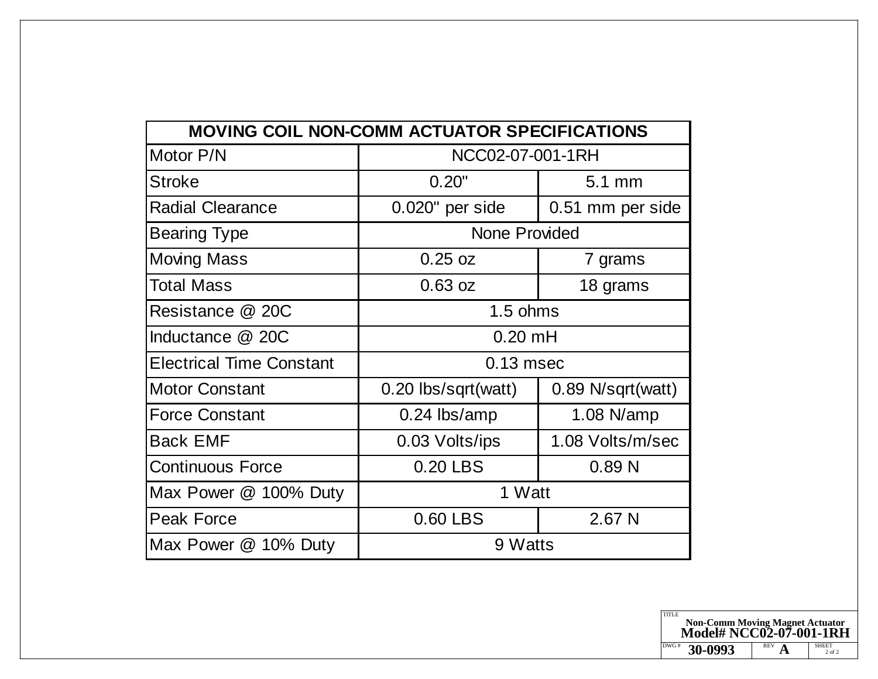| MOVING COIL NON-COMM ACTUATOR SPECIFICATIONS | | |
|---|---|---|
| Motor P/N | NCC02-07-001-1RH | |
| Stroke | 0.20" | 5.1 mm |
| Radial Clearance | 0.020" per side | 0.51 mm per side |
| Bearing Type | None Provided | |
| Moving Mass | 0.25 oz | 7 grams |
| Total Mass | 0.63 oz | 18 grams |
| Resistance @ 20C | 1.5 ohms | |
| Inductance @ 20C | 0.20 mH | |
| Electrical Time Constant | 0.13 msec | |
| Motor Constant | 0.20 lbs/sqrt(watt) | 0.89 N/sqrt(watt) |
| Force Constant | 0.24 lbs/amp | 1.08 N/amp |
| Back EMF | 0.03 Volts/ips | 1.08 Volts/m/sec |
| Continuous Force | 0.20 LBS | 0.89 N |
| Max Power @ 100% Duty | 1 Watt | |
| Peak Force | 0.60 LBS | 2.67 N |
| Max Power @ 10% Duty | 9 Watts | |

TITLE
**Non-Comm Moving Magnet Actuator**
**Model# NCC02-07-001-1RH**

DWG # **30-0993** REV **A** SHEET 2 of 2